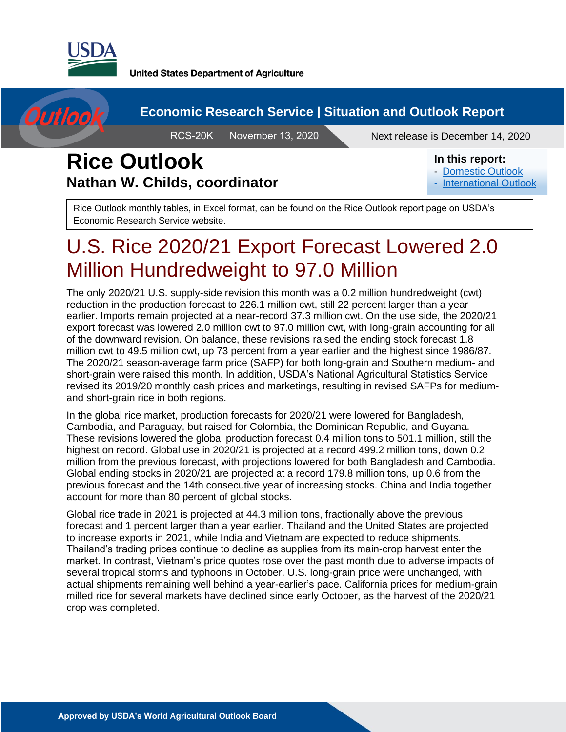United States Department of Agriculture

Economic Research Service | Situation and Outlook Report

RCS-20K November 13, 2020 Next release is December 14, 2020

# Rice Outlook

## Nathan W. Childs, coordinator

**In this report:**
- Domestic Outlook
- International Outlook

Rice Outlook monthly tables, in Excel format, can be found on the Rice Outlook report page on USDA's Economic Research Service website.

# U.S. Rice 2020/21 Export Forecast Lowered 2.0 Million Hundredweight to 97.0 Million

The only 2020/21 U.S. supply-side revision this month was a 0.2 million hundredweight (cwt) reduction in the production forecast to 226.1 million cwt, still 22 percent larger than a year earlier. Imports remain projected at a near-record 37.3 million cwt. On the use side, the 2020/21 export forecast was lowered 2.0 million cwt to 97.0 million cwt, with long-grain accounting for all of the downward revision. On balance, these revisions raised the ending stock forecast 1.8 million cwt to 49.5 million cwt, up 73 percent from a year earlier and the highest since 1986/87. The 2020/21 season-average farm price (SAFP) for both long-grain and Southern medium- and short-grain were raised this month. In addition, USDA's National Agricultural Statistics Service revised its 2019/20 monthly cash prices and marketings, resulting in revised SAFPs for medium- and short-grain rice in both regions.

In the global rice market, production forecasts for 2020/21 were lowered for Bangladesh, Cambodia, and Paraguay, but raised for Colombia, the Dominican Republic, and Guyana. These revisions lowered the global production forecast 0.4 million tons to 501.1 million, still the highest on record. Global use in 2020/21 is projected at a record 499.2 million tons, down 0.2 million from the previous forecast, with projections lowered for both Bangladesh and Cambodia. Global ending stocks in 2020/21 are projected at a record 179.8 million tons, up 0.6 from the previous forecast and the 14th consecutive year of increasing stocks. China and India together account for more than 80 percent of global stocks.

Global rice trade in 2021 is projected at 44.3 million tons, fractionally above the previous forecast and 1 percent larger than a year earlier. Thailand and the United States are projected to increase exports in 2021, while India and Vietnam are expected to reduce shipments. Thailand's trading prices continue to decline as supplies from its main-crop harvest enter the market. In contrast, Vietnam's price quotes rose over the past month due to adverse impacts of several tropical storms and typhoons in October. U.S. long-grain price were unchanged, with actual shipments remaining well behind a year-earlier's pace. California prices for medium-grain milled rice for several markets have declined since early October, as the harvest of the 2020/21 crop was completed.

Approved by USDA's World Agricultural Outlook Board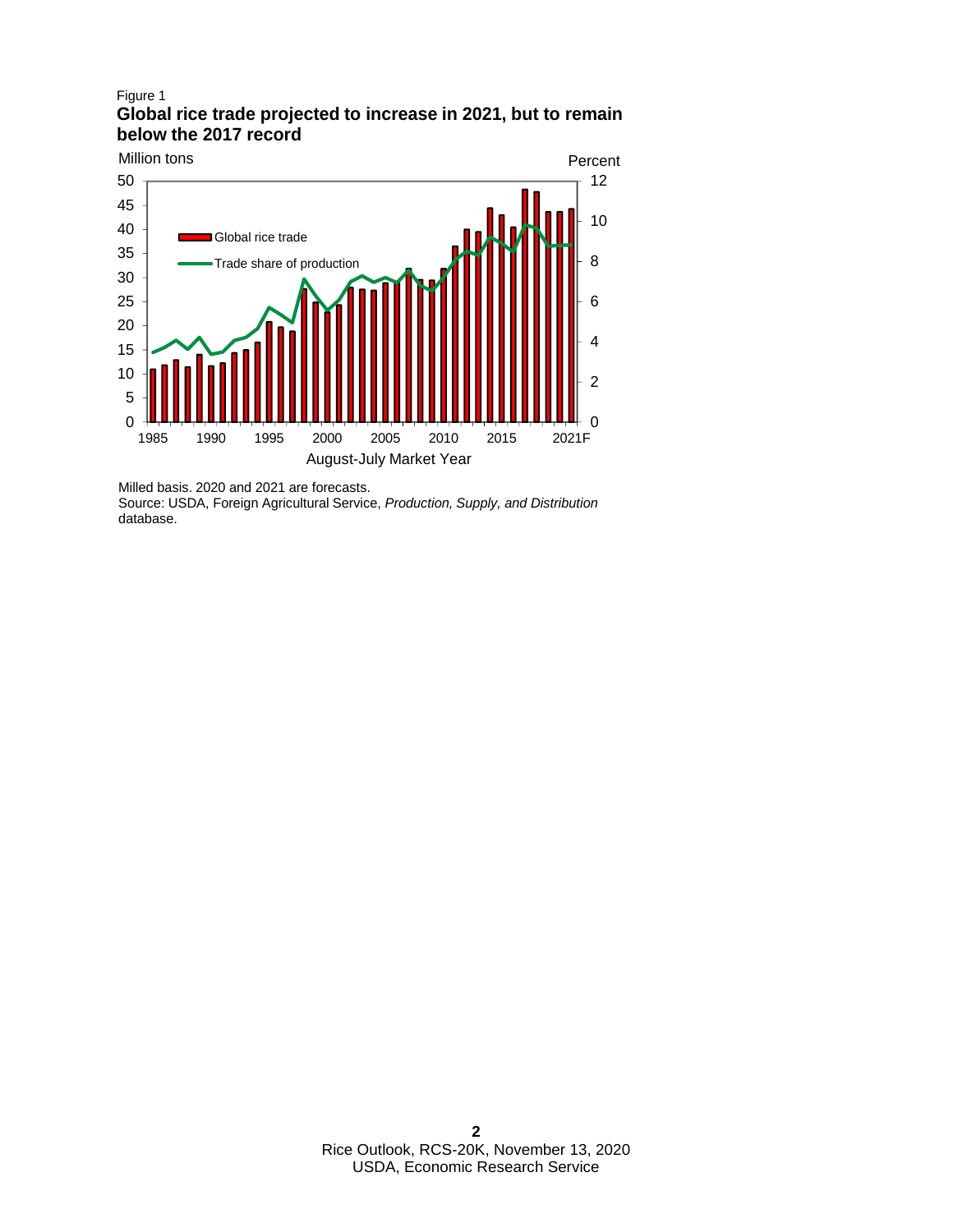Figure 1

**Global rice trade projected to increase in 2021, but to remain below the 2017 record**

Milled basis. 2020 and 2021 are forecasts.

Source: USDA, Foreign Agricultural Service, *Production, Supply, and Distribution* database.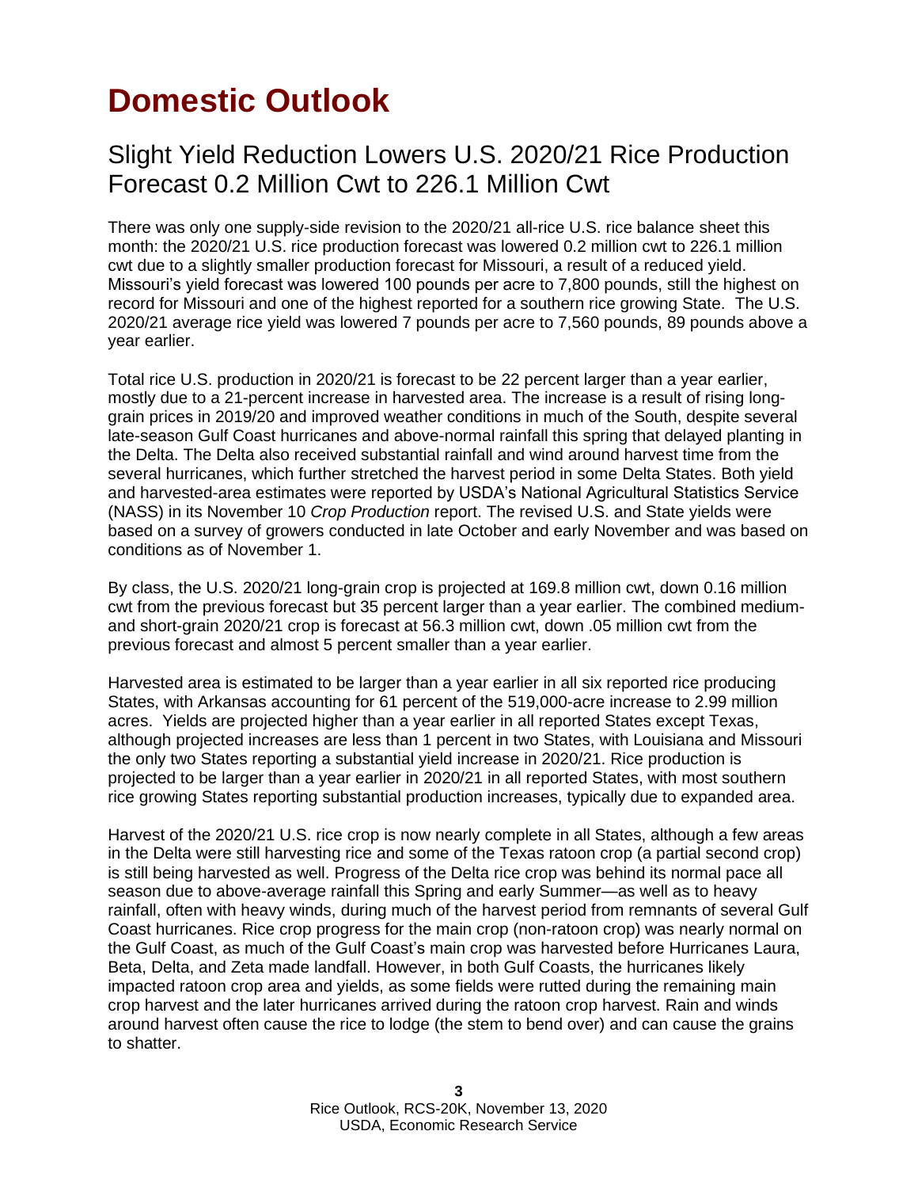# Domestic Outlook

## Slight Yield Reduction Lowers U.S. 2020/21 Rice Production Forecast 0.2 Million Cwt to 226.1 Million Cwt

There was only one supply-side revision to the 2020/21 all-rice U.S. rice balance sheet this month: the 2020/21 U.S. rice production forecast was lowered 0.2 million cwt to 226.1 million cwt due to a slightly smaller production forecast for Missouri, a result of a reduced yield. Missouri's yield forecast was lowered 100 pounds per acre to 7,800 pounds, still the highest on record for Missouri and one of the highest reported for a southern rice growing State. The U.S. 2020/21 average rice yield was lowered 7 pounds per acre to 7,560 pounds, 89 pounds above a year earlier.

Total rice U.S. production in 2020/21 is forecast to be 22 percent larger than a year earlier, mostly due to a 21-percent increase in harvested area. The increase is a result of rising long-grain prices in 2019/20 and improved weather conditions in much of the South, despite several late-season Gulf Coast hurricanes and above-normal rainfall this spring that delayed planting in the Delta. The Delta also received substantial rainfall and wind around harvest time from the several hurricanes, which further stretched the harvest period in some Delta States. Both yield and harvested-area estimates were reported by USDA's National Agricultural Statistics Service (NASS) in its November 10 *Crop Production* report. The revised U.S. and State yields were based on a survey of growers conducted in late October and early November and was based on conditions as of November 1.

By class, the U.S. 2020/21 long-grain crop is projected at 169.8 million cwt, down 0.16 million cwt from the previous forecast but 35 percent larger than a year earlier. The combined medium- and short-grain 2020/21 crop is forecast at 56.3 million cwt, down .05 million cwt from the previous forecast and almost 5 percent smaller than a year earlier.

Harvested area is estimated to be larger than a year earlier in all six reported rice producing States, with Arkansas accounting for 61 percent of the 519,000-acre increase to 2.99 million acres. Yields are projected higher than a year earlier in all reported States except Texas, although projected increases are less than 1 percent in two States, with Louisiana and Missouri the only two States reporting a substantial yield increase in 2020/21. Rice production is projected to be larger than a year earlier in 2020/21 in all reported States, with most southern rice growing States reporting substantial production increases, typically due to expanded area.

Harvest of the 2020/21 U.S. rice crop is now nearly complete in all States, although a few areas in the Delta were still harvesting rice and some of the Texas ratoon crop (a partial second crop) is still being harvested as well. Progress of the Delta rice crop was behind its normal pace all season due to above-average rainfall this Spring and early Summer—as well as to heavy rainfall, often with heavy winds, during much of the harvest period from remnants of several Gulf Coast hurricanes. Rice crop progress for the main crop (non-ratoon crop) was nearly normal on the Gulf Coast, as much of the Gulf Coast's main crop was harvested before Hurricanes Laura, Beta, Delta, and Zeta made landfall. However, in both Gulf Coasts, the hurricanes likely impacted ratoon crop area and yields, as some fields were rutted during the remaining main crop harvest and the later hurricanes arrived during the ratoon crop harvest. Rain and winds around harvest often cause the rice to lodge (the stem to bend over) and can cause the grains to shatter.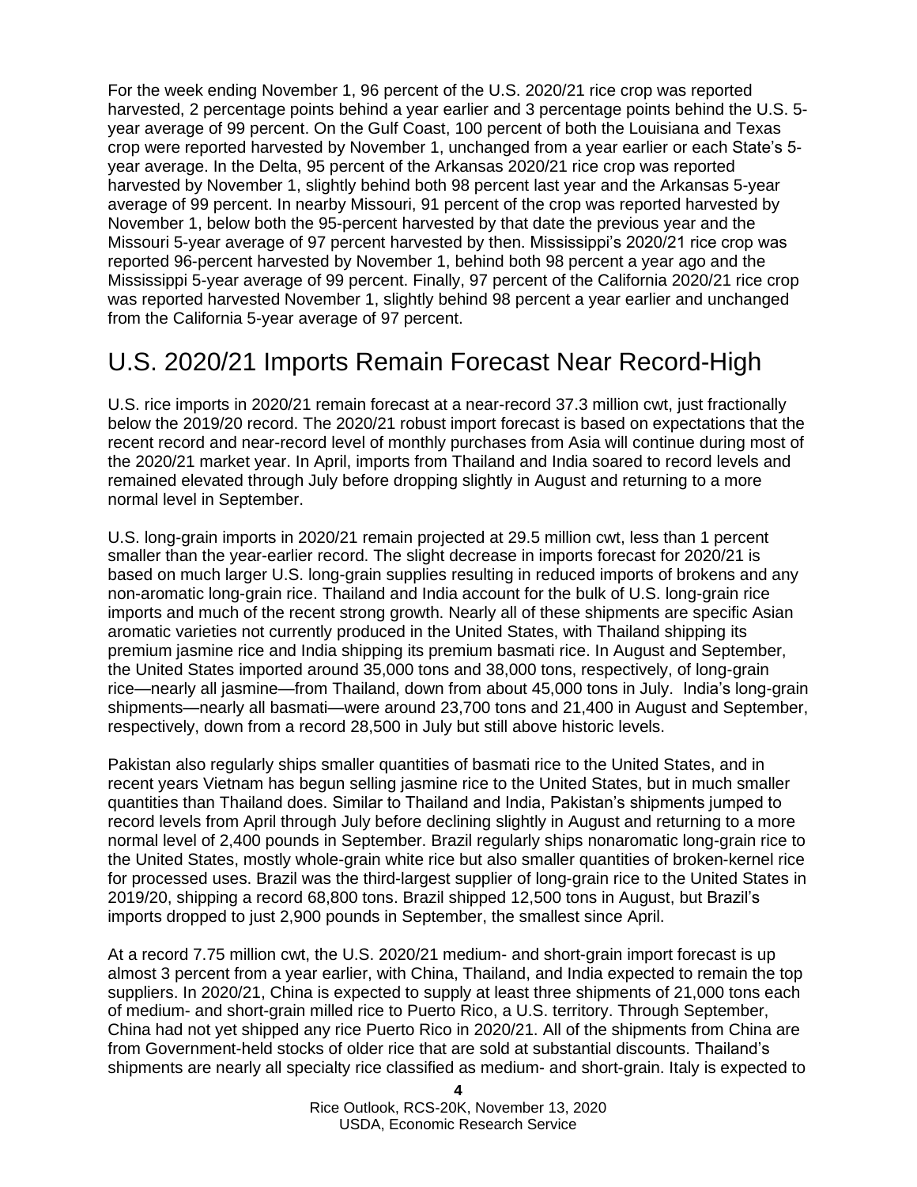For the week ending November 1, 96 percent of the U.S. 2020/21 rice crop was reported harvested, 2 percentage points behind a year earlier and 3 percentage points behind the U.S. 5-year average of 99 percent. On the Gulf Coast, 100 percent of both the Louisiana and Texas crop were reported harvested by November 1, unchanged from a year earlier or each State's 5-year average. In the Delta, 95 percent of the Arkansas 2020/21 rice crop was reported harvested by November 1, slightly behind both 98 percent last year and the Arkansas 5-year average of 99 percent. In nearby Missouri, 91 percent of the crop was reported harvested by November 1, below both the 95-percent harvested by that date the previous year and the Missouri 5-year average of 97 percent harvested by then. Mississippi's 2020/21 rice crop was reported 96-percent harvested by November 1, behind both 98 percent a year ago and the Mississippi 5-year average of 99 percent. Finally, 97 percent of the California 2020/21 rice crop was reported harvested November 1, slightly behind 98 percent a year earlier and unchanged from the California 5-year average of 97 percent.

# U.S. 2020/21 Imports Remain Forecast Near Record-High

U.S. rice imports in 2020/21 remain forecast at a near-record 37.3 million cwt, just fractionally below the 2019/20 record. The 2020/21 robust import forecast is based on expectations that the recent record and near-record level of monthly purchases from Asia will continue during most of the 2020/21 market year. In April, imports from Thailand and India soared to record levels and remained elevated through July before dropping slightly in August and returning to a more normal level in September.

U.S. long-grain imports in 2020/21 remain projected at 29.5 million cwt, less than 1 percent smaller than the year-earlier record. The slight decrease in imports forecast for 2020/21 is based on much larger U.S. long-grain supplies resulting in reduced imports of brokens and any non-aromatic long-grain rice. Thailand and India account for the bulk of U.S. long-grain rice imports and much of the recent strong growth. Nearly all of these shipments are specific Asian aromatic varieties not currently produced in the United States, with Thailand shipping its premium jasmine rice and India shipping its premium basmati rice. In August and September, the United States imported around 35,000 tons and 38,000 tons, respectively, of long-grain rice—nearly all jasmine—from Thailand, down from about 45,000 tons in July. India's long-grain shipments—nearly all basmati—were around 23,700 tons and 21,400 in August and September, respectively, down from a record 28,500 in July but still above historic levels.

Pakistan also regularly ships smaller quantities of basmati rice to the United States, and in recent years Vietnam has begun selling jasmine rice to the United States, but in much smaller quantities than Thailand does. Similar to Thailand and India, Pakistan's shipments jumped to record levels from April through July before declining slightly in August and returning to a more normal level of 2,400 pounds in September. Brazil regularly ships nonaromatic long-grain rice to the United States, mostly whole-grain white rice but also smaller quantities of broken-kernel rice for processed uses. Brazil was the third-largest supplier of long-grain rice to the United States in 2019/20, shipping a record 68,800 tons. Brazil shipped 12,500 tons in August, but Brazil's imports dropped to just 2,900 pounds in September, the smallest since April.

At a record 7.75 million cwt, the U.S. 2020/21 medium- and short-grain import forecast is up almost 3 percent from a year earlier, with China, Thailand, and India expected to remain the top suppliers. In 2020/21, China is expected to supply at least three shipments of 21,000 tons each of medium- and short-grain milled rice to Puerto Rico, a U.S. territory. Through September, China had not yet shipped any rice Puerto Rico in 2020/21. All of the shipments from China are from Government-held stocks of older rice that are sold at substantial discounts. Thailand's shipments are nearly all specialty rice classified as medium- and short-grain. Italy is expected to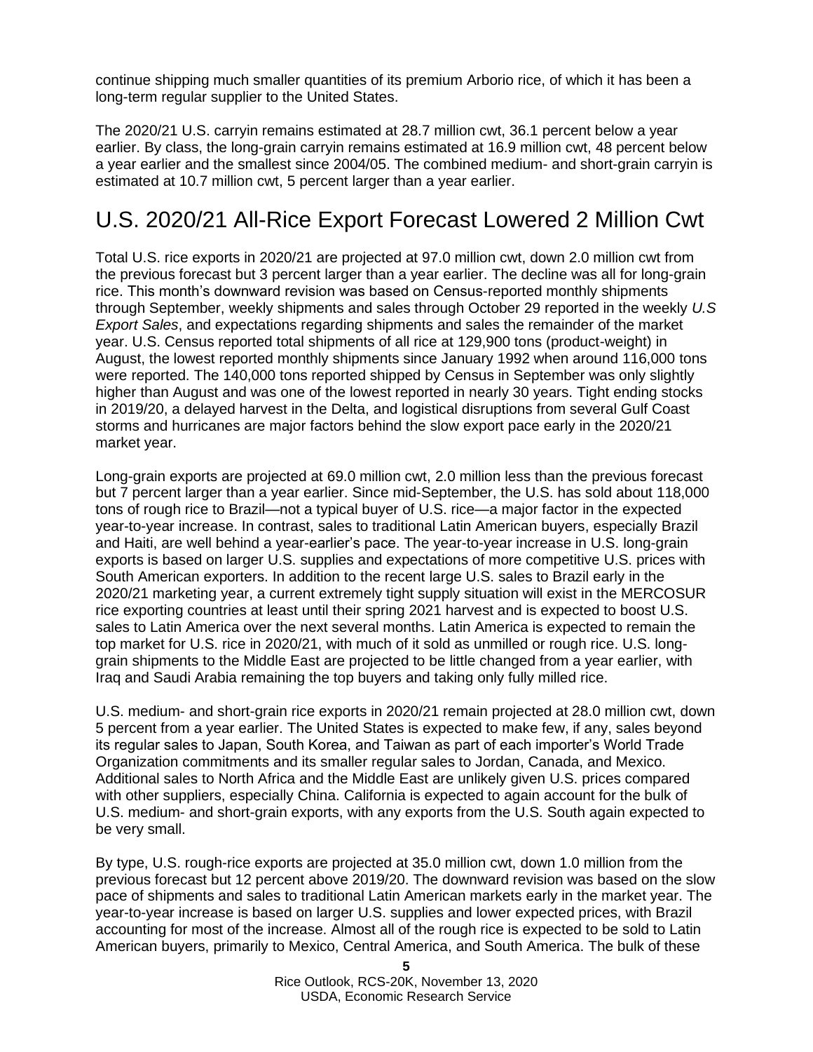continue shipping much smaller quantities of its premium Arborio rice, of which it has been a long-term regular supplier to the United States.

The 2020/21 U.S. carryin remains estimated at 28.7 million cwt, 36.1 percent below a year earlier. By class, the long-grain carryin remains estimated at 16.9 million cwt, 48 percent below a year earlier and the smallest since 2004/05. The combined medium- and short-grain carryin is estimated at 10.7 million cwt, 5 percent larger than a year earlier.

## U.S. 2020/21 All-Rice Export Forecast Lowered 2 Million Cwt

Total U.S. rice exports in 2020/21 are projected at 97.0 million cwt, down 2.0 million cwt from the previous forecast but 3 percent larger than a year earlier. The decline was all for long-grain rice. This month's downward revision was based on Census-reported monthly shipments through September, weekly shipments and sales through October 29 reported in the weekly *U.S Export Sales*, and expectations regarding shipments and sales the remainder of the market year. U.S. Census reported total shipments of all rice at 129,900 tons (product-weight) in August, the lowest reported monthly shipments since January 1992 when around 116,000 tons were reported. The 140,000 tons reported shipped by Census in September was only slightly higher than August and was one of the lowest reported in nearly 30 years. Tight ending stocks in 2019/20, a delayed harvest in the Delta, and logistical disruptions from several Gulf Coast storms and hurricanes are major factors behind the slow export pace early in the 2020/21 market year.

Long-grain exports are projected at 69.0 million cwt, 2.0 million less than the previous forecast but 7 percent larger than a year earlier. Since mid-September, the U.S. has sold about 118,000 tons of rough rice to Brazil—not a typical buyer of U.S. rice—a major factor in the expected year-to-year increase. In contrast, sales to traditional Latin American buyers, especially Brazil and Haiti, are well behind a year-earlier's pace. The year-to-year increase in U.S. long-grain exports is based on larger U.S. supplies and expectations of more competitive U.S. prices with South American exporters. In addition to the recent large U.S. sales to Brazil early in the 2020/21 marketing year, a current extremely tight supply situation will exist in the MERCOSUR rice exporting countries at least until their spring 2021 harvest and is expected to boost U.S. sales to Latin America over the next several months. Latin America is expected to remain the top market for U.S. rice in 2020/21, with much of it sold as unmilled or rough rice. U.S. long-grain shipments to the Middle East are projected to be little changed from a year earlier, with Iraq and Saudi Arabia remaining the top buyers and taking only fully milled rice.

U.S. medium- and short-grain rice exports in 2020/21 remain projected at 28.0 million cwt, down 5 percent from a year earlier. The United States is expected to make few, if any, sales beyond its regular sales to Japan, South Korea, and Taiwan as part of each importer's World Trade Organization commitments and its smaller regular sales to Jordan, Canada, and Mexico. Additional sales to North Africa and the Middle East are unlikely given U.S. prices compared with other suppliers, especially China. California is expected to again account for the bulk of U.S. medium- and short-grain exports, with any exports from the U.S. South again expected to be very small.

By type, U.S. rough-rice exports are projected at 35.0 million cwt, down 1.0 million from the previous forecast but 12 percent above 2019/20. The downward revision was based on the slow pace of shipments and sales to traditional Latin American markets early in the market year. The year-to-year increase is based on larger U.S. supplies and lower expected prices, with Brazil accounting for most of the increase. Almost all of the rough rice is expected to be sold to Latin American buyers, primarily to Mexico, Central America, and South America. The bulk of these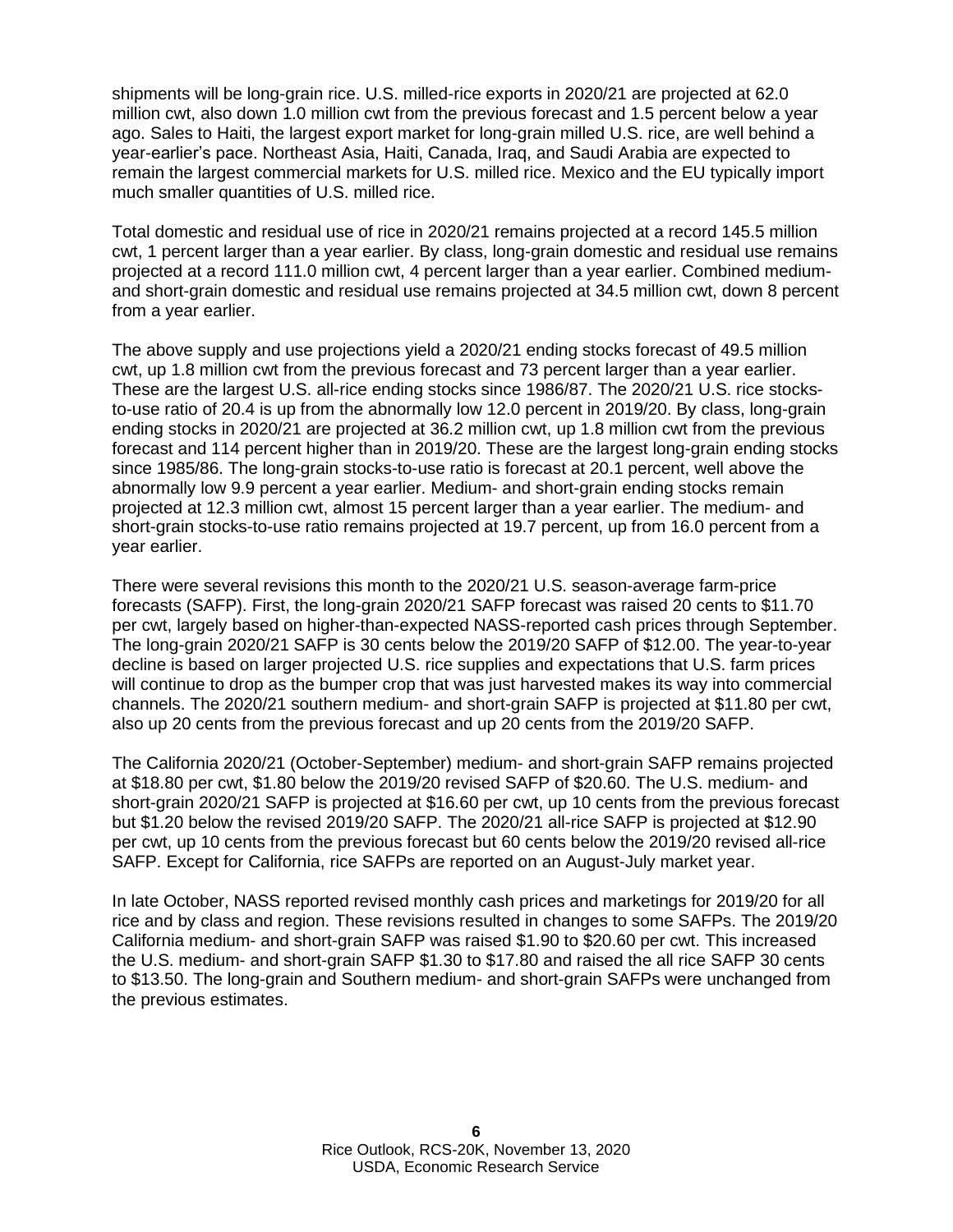shipments will be long-grain rice. U.S. milled-rice exports in 2020/21 are projected at 62.0 million cwt, also down 1.0 million cwt from the previous forecast and 1.5 percent below a year ago. Sales to Haiti, the largest export market for long-grain milled U.S. rice, are well behind a year-earlier's pace. Northeast Asia, Haiti, Canada, Iraq, and Saudi Arabia are expected to remain the largest commercial markets for U.S. milled rice. Mexico and the EU typically import much smaller quantities of U.S. milled rice.

Total domestic and residual use of rice in 2020/21 remains projected at a record 145.5 million cwt, 1 percent larger than a year earlier. By class, long-grain domestic and residual use remains projected at a record 111.0 million cwt, 4 percent larger than a year earlier. Combined medium- and short-grain domestic and residual use remains projected at 34.5 million cwt, down 8 percent from a year earlier.

The above supply and use projections yield a 2020/21 ending stocks forecast of 49.5 million cwt, up 1.8 million cwt from the previous forecast and 73 percent larger than a year earlier. These are the largest U.S. all-rice ending stocks since 1986/87. The 2020/21 U.S. rice stocks-to-use ratio of 20.4 is up from the abnormally low 12.0 percent in 2019/20. By class, long-grain ending stocks in 2020/21 are projected at 36.2 million cwt, up 1.8 million cwt from the previous forecast and 114 percent higher than in 2019/20. These are the largest long-grain ending stocks since 1985/86. The long-grain stocks-to-use ratio is forecast at 20.1 percent, well above the abnormally low 9.9 percent a year earlier. Medium- and short-grain ending stocks remain projected at 12.3 million cwt, almost 15 percent larger than a year earlier. The medium- and short-grain stocks-to-use ratio remains projected at 19.7 percent, up from 16.0 percent from a year earlier.

There were several revisions this month to the 2020/21 U.S. season-average farm-price forecasts (SAFP). First, the long-grain 2020/21 SAFP forecast was raised 20 cents to $11.70 per cwt, largely based on higher-than-expected NASS-reported cash prices through September. The long-grain 2020/21 SAFP is 30 cents below the 2019/20 SAFP of $12.00. The year-to-year decline is based on larger projected U.S. rice supplies and expectations that U.S. farm prices will continue to drop as the bumper crop that was just harvested makes its way into commercial channels. The 2020/21 southern medium- and short-grain SAFP is projected at $11.80 per cwt, also up 20 cents from the previous forecast and up 20 cents from the 2019/20 SAFP.

The California 2020/21 (October-September) medium- and short-grain SAFP remains projected at $18.80 per cwt, $1.80 below the 2019/20 revised SAFP of $20.60. The U.S. medium- and short-grain 2020/21 SAFP is projected at $16.60 per cwt, up 10 cents from the previous forecast but $1.20 below the revised 2019/20 SAFP. The 2020/21 all-rice SAFP is projected at $12.90 per cwt, up 10 cents from the previous forecast but 60 cents below the 2019/20 revised all-rice SAFP. Except for California, rice SAFPs are reported on an August-July market year.

In late October, NASS reported revised monthly cash prices and marketings for 2019/20 for all rice and by class and region. These revisions resulted in changes to some SAFPs. The 2019/20 California medium- and short-grain SAFP was raised $1.90 to $20.60 per cwt. This increased the U.S. medium- and short-grain SAFP $1.30 to $17.80 and raised the all rice SAFP 30 cents to $13.50. The long-grain and Southern medium- and short-grain SAFPs were unchanged from the previous estimates.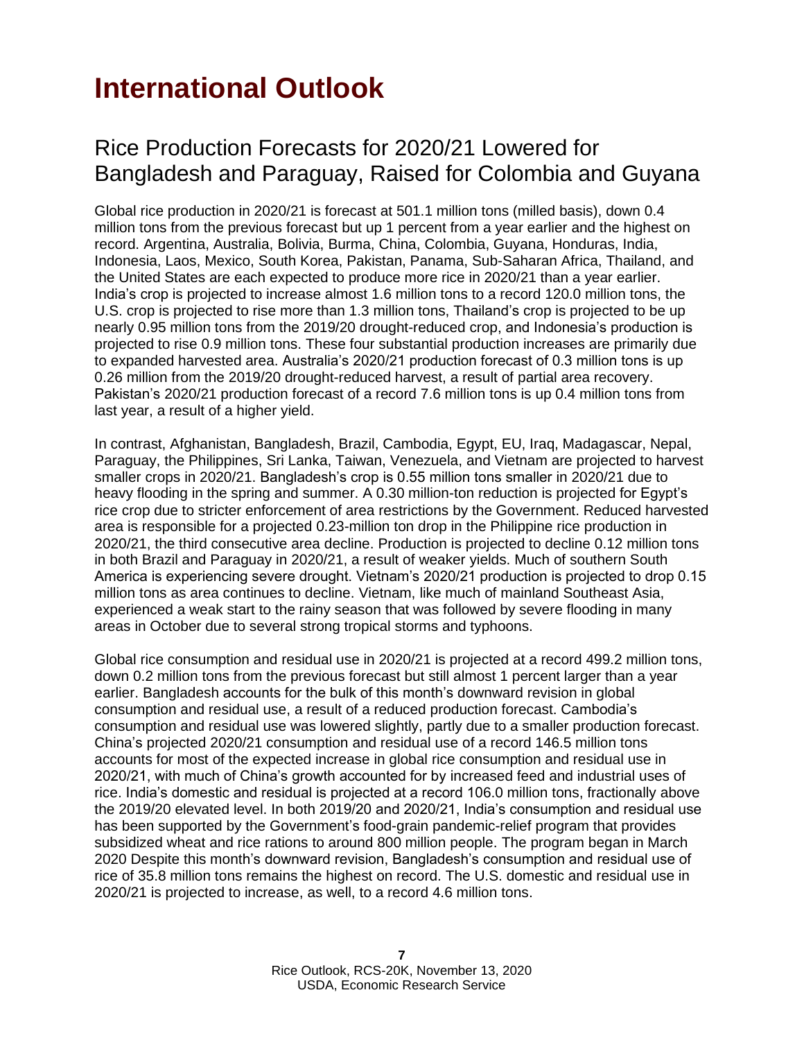# International Outlook

## Rice Production Forecasts for 2020/21 Lowered for Bangladesh and Paraguay, Raised for Colombia and Guyana

Global rice production in 2020/21 is forecast at 501.1 million tons (milled basis), down 0.4 million tons from the previous forecast but up 1 percent from a year earlier and the highest on record. Argentina, Australia, Bolivia, Burma, China, Colombia, Guyana, Honduras, India, Indonesia, Laos, Mexico, South Korea, Pakistan, Panama, Sub-Saharan Africa, Thailand, and the United States are each expected to produce more rice in 2020/21 than a year earlier. India's crop is projected to increase almost 1.6 million tons to a record 120.0 million tons, the U.S. crop is projected to rise more than 1.3 million tons, Thailand's crop is projected to be up nearly 0.95 million tons from the 2019/20 drought-reduced crop, and Indonesia's production is projected to rise 0.9 million tons. These four substantial production increases are primarily due to expanded harvested area. Australia's 2020/21 production forecast of 0.3 million tons is up 0.26 million from the 2019/20 drought-reduced harvest, a result of partial area recovery. Pakistan's 2020/21 production forecast of a record 7.6 million tons is up 0.4 million tons from last year, a result of a higher yield.

In contrast, Afghanistan, Bangladesh, Brazil, Cambodia, Egypt, EU, Iraq, Madagascar, Nepal, Paraguay, the Philippines, Sri Lanka, Taiwan, Venezuela, and Vietnam are projected to harvest smaller crops in 2020/21. Bangladesh's crop is 0.55 million tons smaller in 2020/21 due to heavy flooding in the spring and summer. A 0.30 million-ton reduction is projected for Egypt's rice crop due to stricter enforcement of area restrictions by the Government. Reduced harvested area is responsible for a projected 0.23-million ton drop in the Philippine rice production in 2020/21, the third consecutive area decline. Production is projected to decline 0.12 million tons in both Brazil and Paraguay in 2020/21, a result of weaker yields. Much of southern South America is experiencing severe drought. Vietnam's 2020/21 production is projected to drop 0.15 million tons as area continues to decline. Vietnam, like much of mainland Southeast Asia, experienced a weak start to the rainy season that was followed by severe flooding in many areas in October due to several strong tropical storms and typhoons.

Global rice consumption and residual use in 2020/21 is projected at a record 499.2 million tons, down 0.2 million tons from the previous forecast but still almost 1 percent larger than a year earlier. Bangladesh accounts for the bulk of this month's downward revision in global consumption and residual use, a result of a reduced production forecast. Cambodia's consumption and residual use was lowered slightly, partly due to a smaller production forecast. China's projected 2020/21 consumption and residual use of a record 146.5 million tons accounts for most of the expected increase in global rice consumption and residual use in 2020/21, with much of China's growth accounted for by increased feed and industrial uses of rice. India's domestic and residual is projected at a record 106.0 million tons, fractionally above the 2019/20 elevated level. In both 2019/20 and 2020/21, India's consumption and residual use has been supported by the Government's food-grain pandemic-relief program that provides subsidized wheat and rice rations to around 800 million people. The program began in March 2020 Despite this month's downward revision, Bangladesh's consumption and residual use of rice of 35.8 million tons remains the highest on record. The U.S. domestic and residual use in 2020/21 is projected to increase, as well, to a record 4.6 million tons.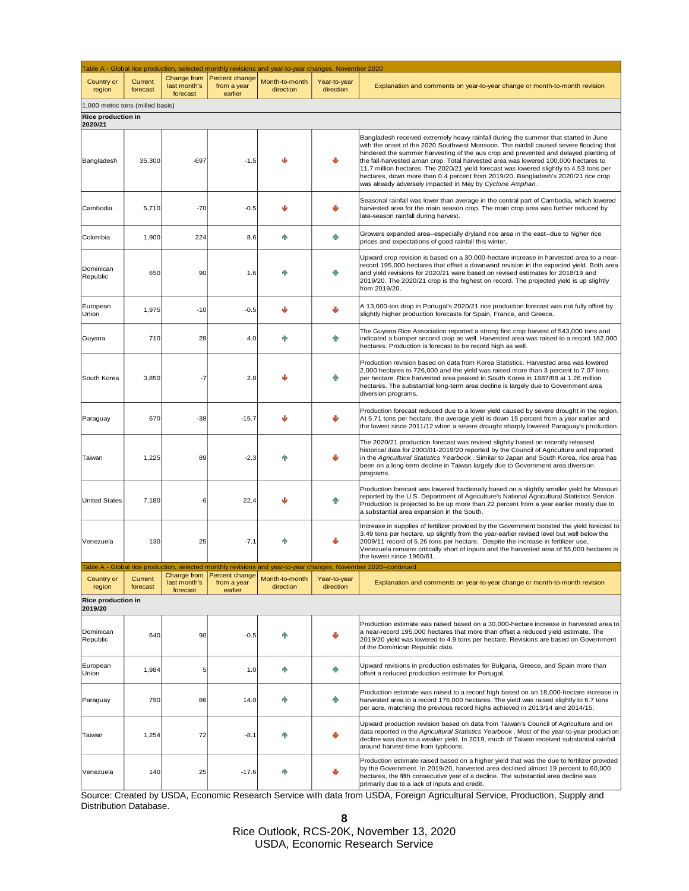Table A - Global rice production, selected monthly revisions and year-to-year changes, November 2020

| Country or region | Current forecast | Change from last month's forecast | Percent change from a year earlier | Month-to-month direction | Year-to-year direction | Explanation and comments on year-to-year change or month-to-month revision |
|---|---|---|---|---|---|---|
| 1,000 metric tons (milled basis) | | | | | | |
| **Rice production in 2020/21** | | | | | | |
| Bangladesh | 35,300 | -697 | -1.5 | ↓ | ↓ | Bangladesh received extremely heavy rainfall during the summer that started in June with the onset of the 2020 Southwest Monsoon. The rainfall caused severe flooding that hindered the summer harvesting of the aus crop and prevented and delayed planting of the fall-harvested aman crop. Total harvested area was lowered 100,000 hectares to 11.7 million hectares. The 2020/21 yield forecast was lowered slightly to 4.53 tons per hectares, down more than 0.4 percent from 2019/20. Bangladesh's 2020/21 rice crop was already adversely impacted in May by *Cyclone Amphan*. |
| Cambodia | 5,710 | -70 | -0.5 | ↓ | ↓ | Seasonal rainfall was lower than average in the central part of Cambodia, which lowered harvested area for the main season crop. The main crop area was further reduced by late-season rainfall during harvest. |
| Colombia | 1,900 | 224 | 8.6 | ↑ | ↑ | Growers expanded area--especially dryland rice area in the east--due to higher rice prices and expectations of good rainfall this winter. |
| Dominican Republic | 650 | 90 | 1.6 | ↑ | ↑ | Upward crop revision is based on a 30,000-hectare increase in harvested area to a near-record 195,000 hectares that offset a downward revision in the expected yield. Both area and yield revisions for 2020/21 were based on revised estimates for 2018/19 and 2019/20. The 2020/21 crop is the highest on record. The projected yield is up slightly from 2019/20. |
| European Union | 1,975 | -10 | -0.5 | ↓ | ↓ | A 13,000-ton drop in Portugal's 2020/21 rice production forecast was not fully offset by slightly higher production forecasts for Spain, France, and Greece. |
| Guyana | 710 | 28 | 4.0 | ↑ | ↑ | The Guyana Rice Association reported a strong first crop harvest of 543,000 tons and indicated a bumper second crop as well. Harvested area was raised to a record 182,000 hectares. Production is forecast to be record high as well. |
| South Korea | 3,850 | -7 | 2.8 | ↓ | ↑ | Production revision based on data from Korea Statistics. Harvested area was lowered 2,000 hectares to 726,000 and the yield was raised more than 3 percent to 7.07 tons per hectare. Rice harvested area peaked in South Korea in 1987/88 at 1.26 million hectares. The substantial long-term area decline is largely due to Government area diversion programs. |
| Paraguay | 670 | -38 | -15.7 | ↓ | ↓ | Production forecast reduced due to a lower yield caused by severe drought in the region. At 5.71 tons per hectare, the average yield is down 15 percent from a year earlier and the lowest since 2011/12 when a severe drought sharply lowered Paraguay's production. |
| Taiwan | 1,225 | 89 | -2.3 | ↑ | ↓ | The 2020/21 production forecast was revised slightly based on recently released historical data for 2000/01-2019/20 reported by the Council of Agriculture and reported in the *Agricultural Statistics Yearbook*. Similar to Japan and South Korea, rice area has been on a long-term decline in Taiwan largely due to Government area diversion programs. |
| United States | 7,180 | -6 | 22.4 | ↓ | ↑ | Production forecast was lowered fractionally based on a slightly smaller yield for Missouri reported by the U.S. Department of Agriculture's National Agricultural Statistics Service. Production is projected to be up more than 22 percent from a year earlier mostly due to a substantial area expansion in the South. |
| Venezuela | 130 | 25 | -7.1 | ↑ | ↓ | Increase in supplies of fertilizer provided by the Government boosted the yield forecast to 3.49 tons per hectare, up slightly from the year-earlier revised level but well below the 2009/11 record of 5.26 tons per hectare. Despite the increase in fertilizer use, Venezuela remains critically short of inputs and the harvested area of 55,000 hectares is the lowest since 1960/61. |
| **Rice production in 2019/20** | | | | | | |
| Dominican Republic | 640 | 90 | -0.5 | ↑ | ↓ | Production estimate was raised based on a 30,000-hectare increase in harvested area to a near-record 195,000 hectares that more than offset a reduced yield estimate. The 2019/20 yield was lowered to 4.9 tons per hectare. Revisions are based on Government of the Dominican Republic data. |
| European Union | 1,984 | 5 | 1.0 | ↑ | ↑ | Upward revisions in production estimates for Bulgaria, Greece, and Spain more than offset a reduced production estimate for Portugal. |
| Paraguay | 790 | 86 | 14.0 | ↑ | ↑ | Production estimate was raised to a record high based on an 18,000-hectare increase in harvested area to a record 176,000 hectares. The yield was raised slightly to 6.7 tons per acre, matching the previous record highs achieved in 2013/14 and 2014/15. |
| Taiwan | 1,254 | 72 | -8.1 | ↑ | ↓ | Upward production revision based on data from Taiwan's Council of Agriculture and on data reported in the *Agricultural Statistics Yearbook*. Most of the year-to-year production decline was due to a weaker yield. In 2019, much of Taiwan received substantial rainfall around harvest-time from typhoons. |
| Venezuela | 140 | 25 | -17.6 | ↑ | ↓ | Production estimate raised based on a higher yield that was the due to fertilizer provided by the Government. In 2019/20, harvested area declined almost 19 percent to 60,000 hectares, the fifth consecutive year of a decline. The substantial area decline was primarily due to a lack of inputs and credit. |

Source: Created by USDA, Economic Research Service with data from USDA, Foreign Agricultural Service, Production, Supply and Distribution Database.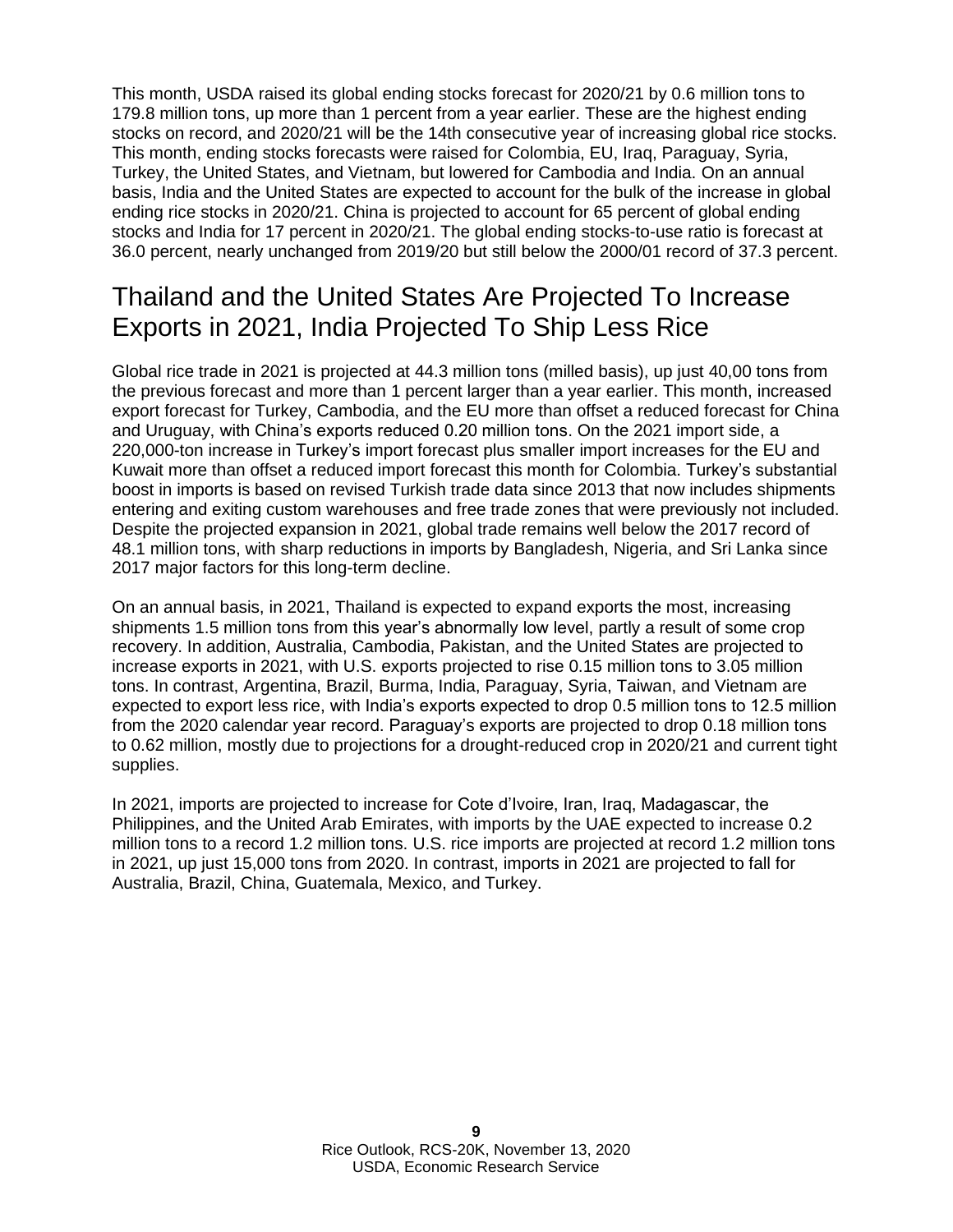This month, USDA raised its global ending stocks forecast for 2020/21 by 0.6 million tons to 179.8 million tons, up more than 1 percent from a year earlier. These are the highest ending stocks on record, and 2020/21 will be the 14th consecutive year of increasing global rice stocks. This month, ending stocks forecasts were raised for Colombia, EU, Iraq, Paraguay, Syria, Turkey, the United States, and Vietnam, but lowered for Cambodia and India. On an annual basis, India and the United States are expected to account for the bulk of the increase in global ending rice stocks in 2020/21. China is projected to account for 65 percent of global ending stocks and India for 17 percent in 2020/21. The global ending stocks-to-use ratio is forecast at 36.0 percent, nearly unchanged from 2019/20 but still below the 2000/01 record of 37.3 percent.

## Thailand and the United States Are Projected To Increase Exports in 2021, India Projected To Ship Less Rice

Global rice trade in 2021 is projected at 44.3 million tons (milled basis), up just 40,00 tons from the previous forecast and more than 1 percent larger than a year earlier. This month, increased export forecast for Turkey, Cambodia, and the EU more than offset a reduced forecast for China and Uruguay, with China's exports reduced 0.20 million tons. On the 2021 import side, a 220,000-ton increase in Turkey's import forecast plus smaller import increases for the EU and Kuwait more than offset a reduced import forecast this month for Colombia. Turkey's substantial boost in imports is based on revised Turkish trade data since 2013 that now includes shipments entering and exiting custom warehouses and free trade zones that were previously not included. Despite the projected expansion in 2021, global trade remains well below the 2017 record of 48.1 million tons, with sharp reductions in imports by Bangladesh, Nigeria, and Sri Lanka since 2017 major factors for this long-term decline.

On an annual basis, in 2021, Thailand is expected to expand exports the most, increasing shipments 1.5 million tons from this year's abnormally low level, partly a result of some crop recovery. In addition, Australia, Cambodia, Pakistan, and the United States are projected to increase exports in 2021, with U.S. exports projected to rise 0.15 million tons to 3.05 million tons. In contrast, Argentina, Brazil, Burma, India, Paraguay, Syria, Taiwan, and Vietnam are expected to export less rice, with India's exports expected to drop 0.5 million tons to 12.5 million from the 2020 calendar year record. Paraguay's exports are projected to drop 0.18 million tons to 0.62 million, mostly due to projections for a drought-reduced crop in 2020/21 and current tight supplies.

In 2021, imports are projected to increase for Cote d'Ivoire, Iran, Iraq, Madagascar, the Philippines, and the United Arab Emirates, with imports by the UAE expected to increase 0.2 million tons to a record 1.2 million tons. U.S. rice imports are projected at record 1.2 million tons in 2021, up just 15,000 tons from 2020. In contrast, imports in 2021 are projected to fall for Australia, Brazil, China, Guatemala, Mexico, and Turkey.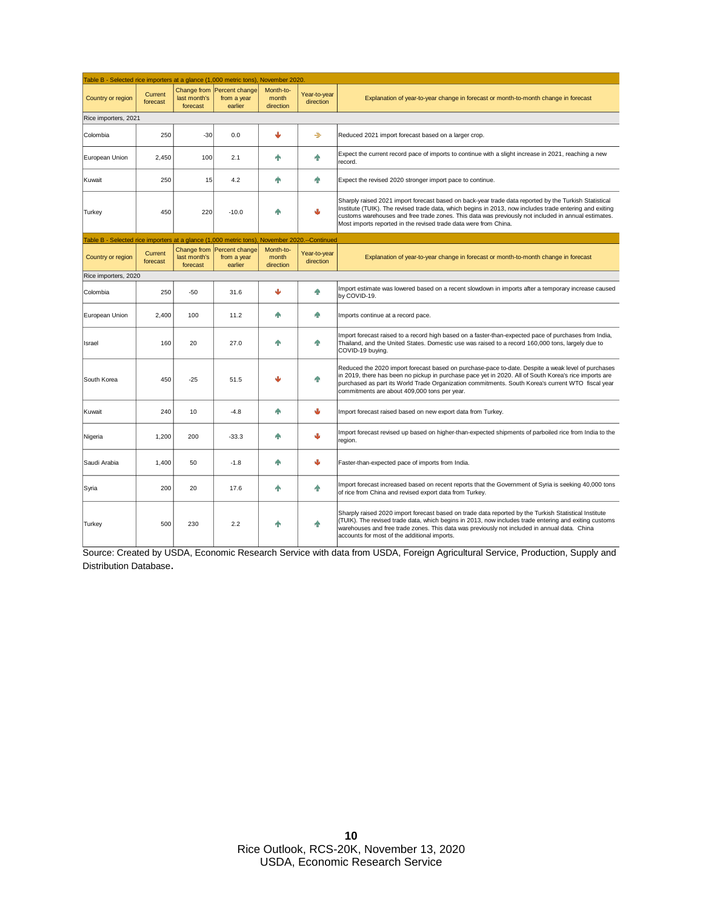Table B - Selected rice importers at a glance (1,000 metric tons), November 2020.

| Country or region | Current forecast | Change from last month's forecast | Percent change from a year earlier | Month-to-month direction | Year-to-year direction | Explanation of year-to-year change in forecast or month-to-month change in forecast |
|---|---|---|---|---|---|---|
| Rice importers, 2021 | | | | | | |
| Colombia | 250 | -30 | 0.0 | ↓ | → | Reduced 2021 import forecast based on a larger crop. |
| European Union | 2,450 | 100 | 2.1 | ↑ | ↑ | Expect the current record pace of imports to continue with a slight increase in 2021, reaching a new record. |
| Kuwait | 250 | 15 | 4.2 | ↑ | ↑ | Expect the revised 2020 stronger import pace to continue. |
| Turkey | 450 | 220 | -10.0 | ↑ | ↓ | Sharply raised 2021 import forecast based on back-year trade data reported by the Turkish Statistical Institute (TUIK). The revised trade data, which begins in 2013, now includes trade entering and exiting customs warehouses and free trade zones. This data was previously not included in annual estimates. Most imports reported in the revised trade data were from China. |

Table B - Selected rice importers at a glance (1,000 metric tons), November 2020.--Continued

| Country or region | Current forecast | Change from last month's forecast | Percent change from a year earlier | Month-to-month direction | Year-to-year direction | Explanation of year-to-year change in forecast or month-to-month change in forecast |
|---|---|---|---|---|---|---|
| Rice importers, 2020 | | | | | | |
| Colombia | 250 | -50 | 31.6 | ↓ | ↑ | Import estimate was lowered based on a recent slowdown in imports after a temporary increase caused by COVID-19. |
| European Union | 2,400 | 100 | 11.2 | ↑ | ↑ | Imports continue at a record pace. |
| Israel | 160 | 20 | 27.0 | ↑ | ↑ | Import forecast raised to a record high based on a faster-than-expected pace of purchases from India, Thailand, and the United States. Domestic use was raised to a record 160,000 tons, largely due to COVID-19 buying. |
| South Korea | 450 | -25 | 51.5 | ↓ | ↑ | Reduced the 2020 import forecast based on purchase-pace to-date. Despite a weak level of purchases in 2019, there has been no pickup in purchase pace yet in 2020. All of South Korea's rice imports are purchased as part its World Trade Organization commitments. South Korea's current WTO fiscal year commitments are about 409,000 tons per year. |
| Kuwait | 240 | 10 | -4.8 | ↑ | ↓ | Import forecast raised based on new export data from Turkey. |
| Nigeria | 1,200 | 200 | -33.3 | ↑ | ↓ | Import forecast revised up based on higher-than-expected shipments of parboiled rice from India to the region. |
| Saudi Arabia | 1,400 | 50 | -1.8 | ↑ | ↓ | Faster-than-expected pace of imports from India. |
| Syria | 200 | 20 | 17.6 | ↑ | ↑ | Import forecast increased based on recent reports that the Government of Syria is seeking 40,000 tons of rice from China and revised export data from Turkey. |
| Turkey | 500 | 230 | 2.2 | ↑ | ↑ | Sharply raised 2020 import forecast based on trade data reported by the Turkish Statistical Institute (TUIK). The revised trade data, which begins in 2013, now includes trade entering and exiting customs warehouses and free trade zones. This data was previously not included in annual data. China accounts for most of the additional imports. |

Source: Created by USDA, Economic Research Service with data from USDA, Foreign Agricultural Service, Production, Supply and Distribution Database.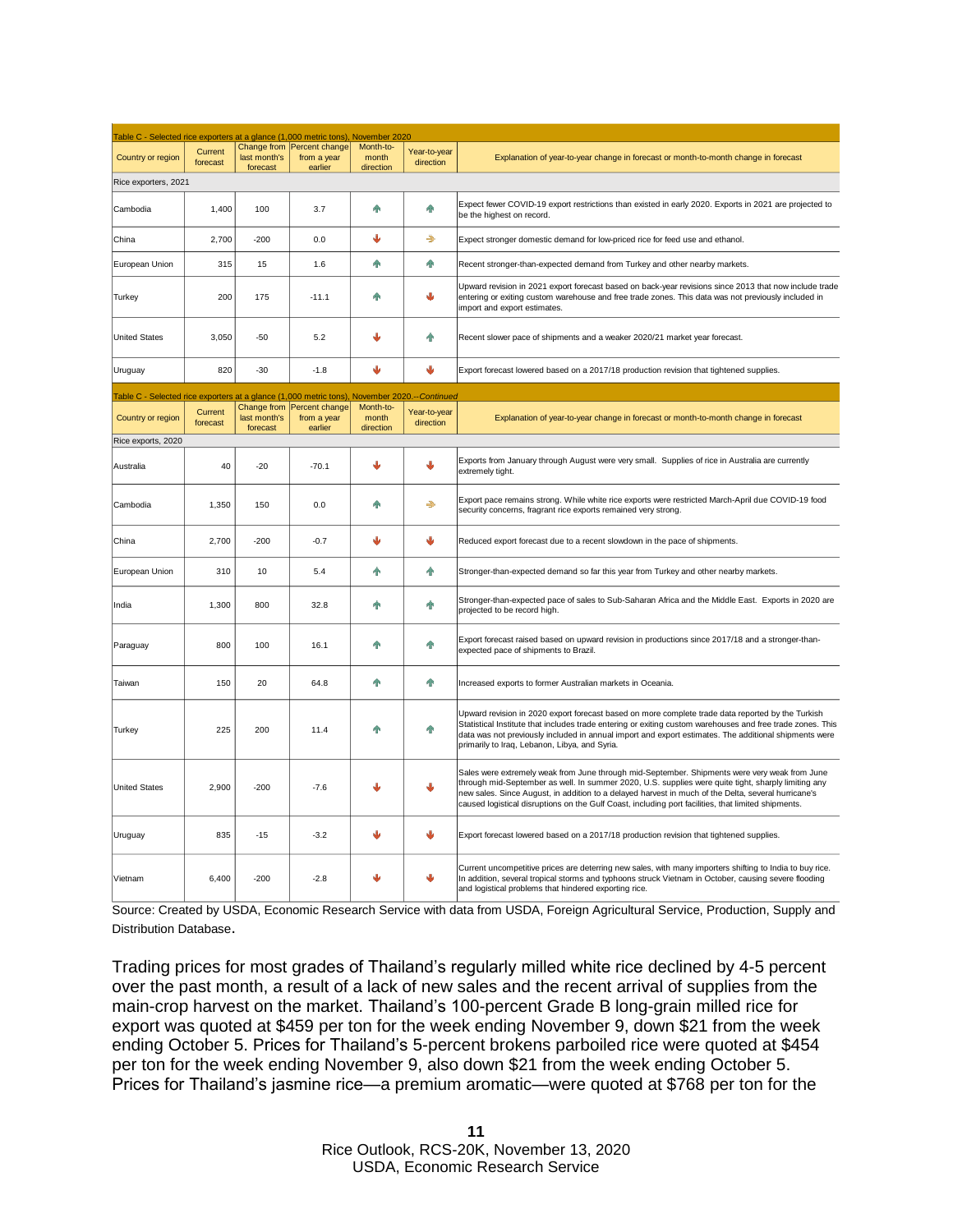Table C - Selected rice exporters at a glance (1,000 metric tons), November 2020

| Country or region | Current forecast | Change from last month's forecast | Percent change from a year earlier | Month-to-month direction | Year-to-year direction | Explanation of year-to-year change in forecast or month-to-month change in forecast |
|---|---|---|---|---|---|---|
| **Rice exporters, 2021** | | | | | | |
| Cambodia | 1,400 | 100 | 3.7 | ↑ | ↑ | Expect fewer COVID-19 export restrictions than existed in early 2020. Exports in 2021 are projected to be the highest on record. |
| China | 2,700 | -200 | 0.0 | ↓ | → | Expect stronger domestic demand for low-priced rice for feed use and ethanol. |
| European Union | 315 | 15 | 1.6 | ↑ | ↑ | Recent stronger-than-expected demand from Turkey and other nearby markets. |
| Turkey | 200 | 175 | -11.1 | ↑ | ↓ | Upward revision in 2021 export forecast based on back-year revisions since 2013 that now include trade entering or exiting custom warehouse and free trade zones. This data was not previously included in import and export estimates. |
| United States | 3,050 | -50 | 5.2 | ↓ | ↑ | Recent slower pace of shipments and a weaker 2020/21 market year forecast. |
| Uruguay | 820 | -30 | -1.8 | ↓ | ↓ | Export forecast lowered based on a 2017/18 production revision that tightened supplies. |
| **Rice exports, 2020** | | | | | | |
| Australia | 40 | -20 | -70.1 | ↓ | ↓ | Exports from January through August were very small. Supplies of rice in Australia are currently extremely tight. |
| Cambodia | 1,350 | 150 | 0.0 | ↑ | → | Export pace remains strong. While white rice exports were restricted March-April due COVID-19 food security concerns, fragrant rice exports remained very strong. |
| China | 2,700 | -200 | -0.7 | ↓ | ↓ | Reduced export forecast due to a recent slowdown in the pace of shipments. |
| European Union | 310 | 10 | 5.4 | ↑ | ↑ | Stronger-than-expected demand so far this year from Turkey and other nearby markets. |
| India | 1,300 | 800 | 32.8 | ↑ | ↑ | Stronger-than-expected pace of sales to Sub-Saharan Africa and the Middle East. Exports in 2020 are projected to be record high. |
| Paraguay | 800 | 100 | 16.1 | ↑ | ↑ | Export forecast raised based on upward revision in productions since 2017/18 and a stronger-than-expected pace of shipments to Brazil. |
| Taiwan | 150 | 20 | 64.8 | ↑ | ↑ | Increased exports to former Australian markets in Oceania. |
| Turkey | 225 | 200 | 11.4 | ↑ | ↑ | Upward revision in 2020 export forecast based on more complete trade data reported by the Turkish Statistical Institute that includes trade entering or exiting custom warehouses and free trade zones. This data was not previously included in annual import and export estimates. The additional shipments were primarily to Iraq, Lebanon, Libya, and Syria. |
| United States | 2,900 | -200 | -7.6 | ↓ | ↓ | Sales were extremely weak from June through mid-September. Shipments were very weak from June through mid-September as well. In summer 2020, U.S. supplies were quite tight, sharply limiting any new sales. Since August, in addition to a delayed harvest in much of the Delta, several hurricane's caused logistical disruptions on the Gulf Coast, including port facilities, that limited shipments. |
| Uruguay | 835 | -15 | -3.2 | ↓ | ↓ | Export forecast lowered based on a 2017/18 production revision that tightened supplies. |
| Vietnam | 6,400 | -200 | -2.8 | ↓ | ↓ | Current uncompetitive prices are deterring new sales, with many importers shifting to India to buy rice. In addition, several tropical storms and typhoons struck Vietnam in October, causing severe flooding and logistical problems that hindered exporting rice. |

Source: Created by USDA, Economic Research Service with data from USDA, Foreign Agricultural Service, Production, Supply and Distribution Database.

Trading prices for most grades of Thailand's regularly milled white rice declined by 4-5 percent over the past month, a result of a lack of new sales and the recent arrival of supplies from the main-crop harvest on the market. Thailand's 100-percent Grade B long-grain milled rice for export was quoted at $459 per ton for the week ending November 9, down $21 from the week ending October 5. Prices for Thailand's 5-percent brokens parboiled rice were quoted at $454 per ton for the week ending November 9, also down $21 from the week ending October 5. Prices for Thailand's jasmine rice—a premium aromatic—were quoted at $768 per ton for the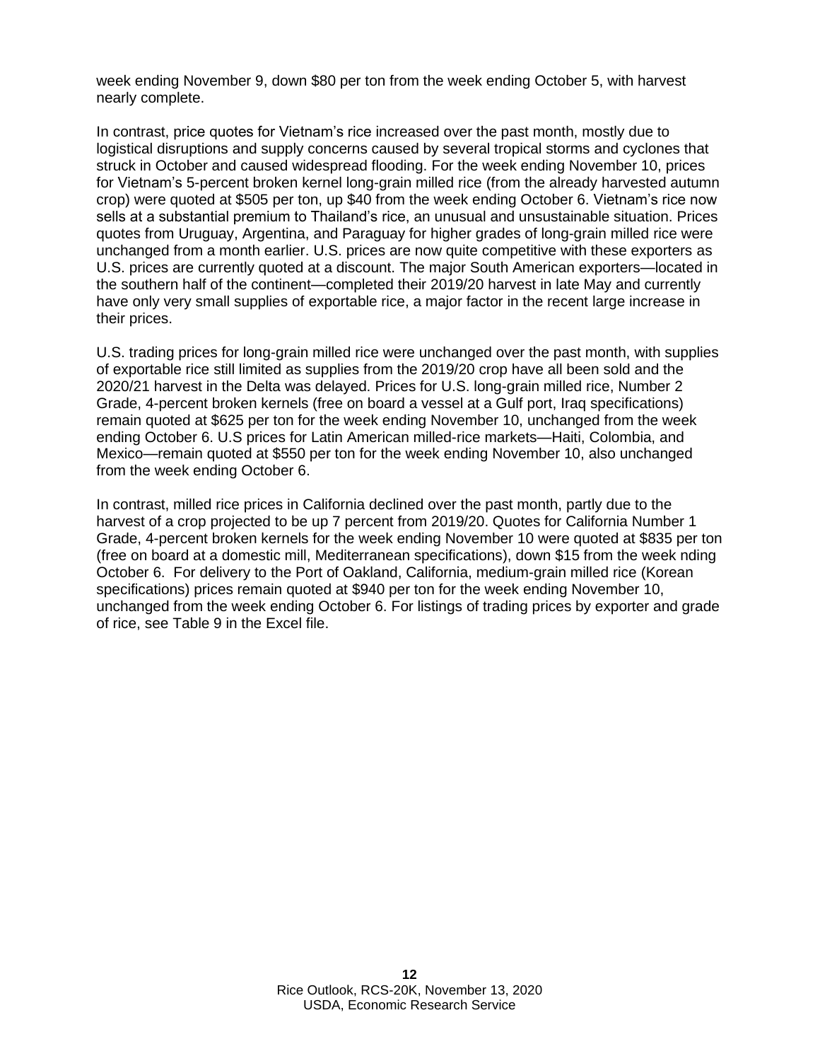week ending November 9, down $80 per ton from the week ending October 5, with harvest nearly complete.

In contrast, price quotes for Vietnam's rice increased over the past month, mostly due to logistical disruptions and supply concerns caused by several tropical storms and cyclones that struck in October and caused widespread flooding. For the week ending November 10, prices for Vietnam's 5-percent broken kernel long-grain milled rice (from the already harvested autumn crop) were quoted at $505 per ton, up $40 from the week ending October 6. Vietnam's rice now sells at a substantial premium to Thailand's rice, an unusual and unsustainable situation. Prices quotes from Uruguay, Argentina, and Paraguay for higher grades of long-grain milled rice were unchanged from a month earlier. U.S. prices are now quite competitive with these exporters as U.S. prices are currently quoted at a discount. The major South American exporters—located in the southern half of the continent—completed their 2019/20 harvest in late May and currently have only very small supplies of exportable rice, a major factor in the recent large increase in their prices.

U.S. trading prices for long-grain milled rice were unchanged over the past month, with supplies of exportable rice still limited as supplies from the 2019/20 crop have all been sold and the 2020/21 harvest in the Delta was delayed. Prices for U.S. long-grain milled rice, Number 2 Grade, 4-percent broken kernels (free on board a vessel at a Gulf port, Iraq specifications) remain quoted at $625 per ton for the week ending November 10, unchanged from the week ending October 6. U.S prices for Latin American milled-rice markets—Haiti, Colombia, and Mexico—remain quoted at $550 per ton for the week ending November 10, also unchanged from the week ending October 6.

In contrast, milled rice prices in California declined over the past month, partly due to the harvest of a crop projected to be up 7 percent from 2019/20. Quotes for California Number 1 Grade, 4-percent broken kernels for the week ending November 10 were quoted at $835 per ton (free on board at a domestic mill, Mediterranean specifications), down $15 from the week nding October 6. For delivery to the Port of Oakland, California, medium-grain milled rice (Korean specifications) prices remain quoted at $940 per ton for the week ending November 10, unchanged from the week ending October 6. For listings of trading prices by exporter and grade of rice, see Table 9 in the Excel file.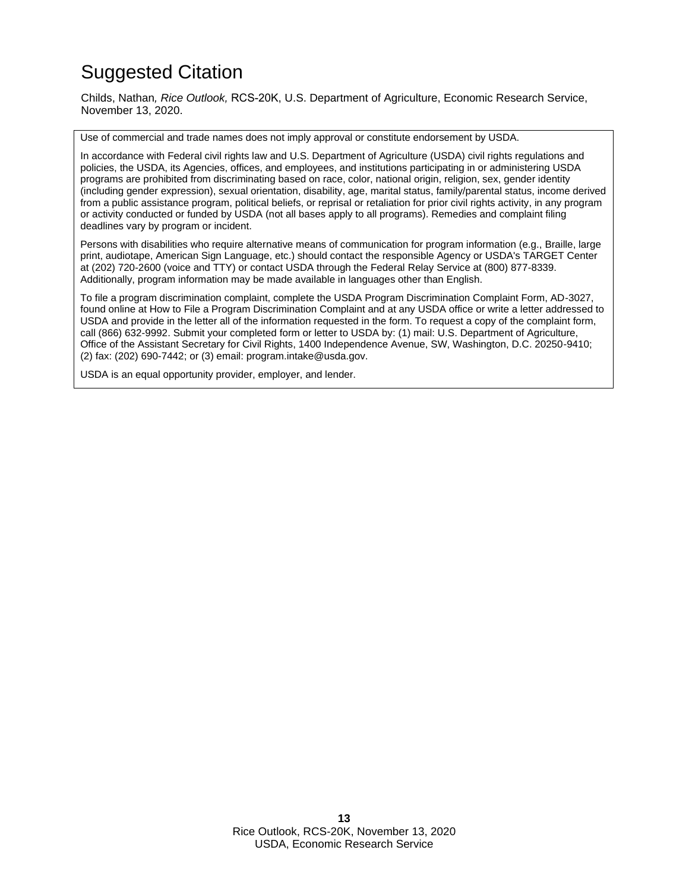# Suggested Citation

Childs, Nathan*, Rice Outlook,* RCS-20K, U.S. Department of Agriculture, Economic Research Service, November 13, 2020.

Use of commercial and trade names does not imply approval or constitute endorsement by USDA.

In accordance with Federal civil rights law and U.S. Department of Agriculture (USDA) civil rights regulations and policies, the USDA, its Agencies, offices, and employees, and institutions participating in or administering USDA programs are prohibited from discriminating based on race, color, national origin, religion, sex, gender identity (including gender expression), sexual orientation, disability, age, marital status, family/parental status, income derived from a public assistance program, political beliefs, or reprisal or retaliation for prior civil rights activity, in any program or activity conducted or funded by USDA (not all bases apply to all programs). Remedies and complaint filing deadlines vary by program or incident.

Persons with disabilities who require alternative means of communication for program information (e.g., Braille, large print, audiotape, American Sign Language, etc.) should contact the responsible Agency or USDA's TARGET Center at (202) 720-2600 (voice and TTY) or contact USDA through the Federal Relay Service at (800) 877-8339. Additionally, program information may be made available in languages other than English.

To file a program discrimination complaint, complete the USDA Program Discrimination Complaint Form, AD-3027, found online at How to File a Program Discrimination Complaint and at any USDA office or write a letter addressed to USDA and provide in the letter all of the information requested in the form. To request a copy of the complaint form, call (866) 632-9992. Submit your completed form or letter to USDA by: (1) mail: U.S. Department of Agriculture, Office of the Assistant Secretary for Civil Rights, 1400 Independence Avenue, SW, Washington, D.C. 20250-9410; (2) fax: (202) 690-7442; or (3) email: program.intake@usda.gov.

USDA is an equal opportunity provider, employer, and lender.